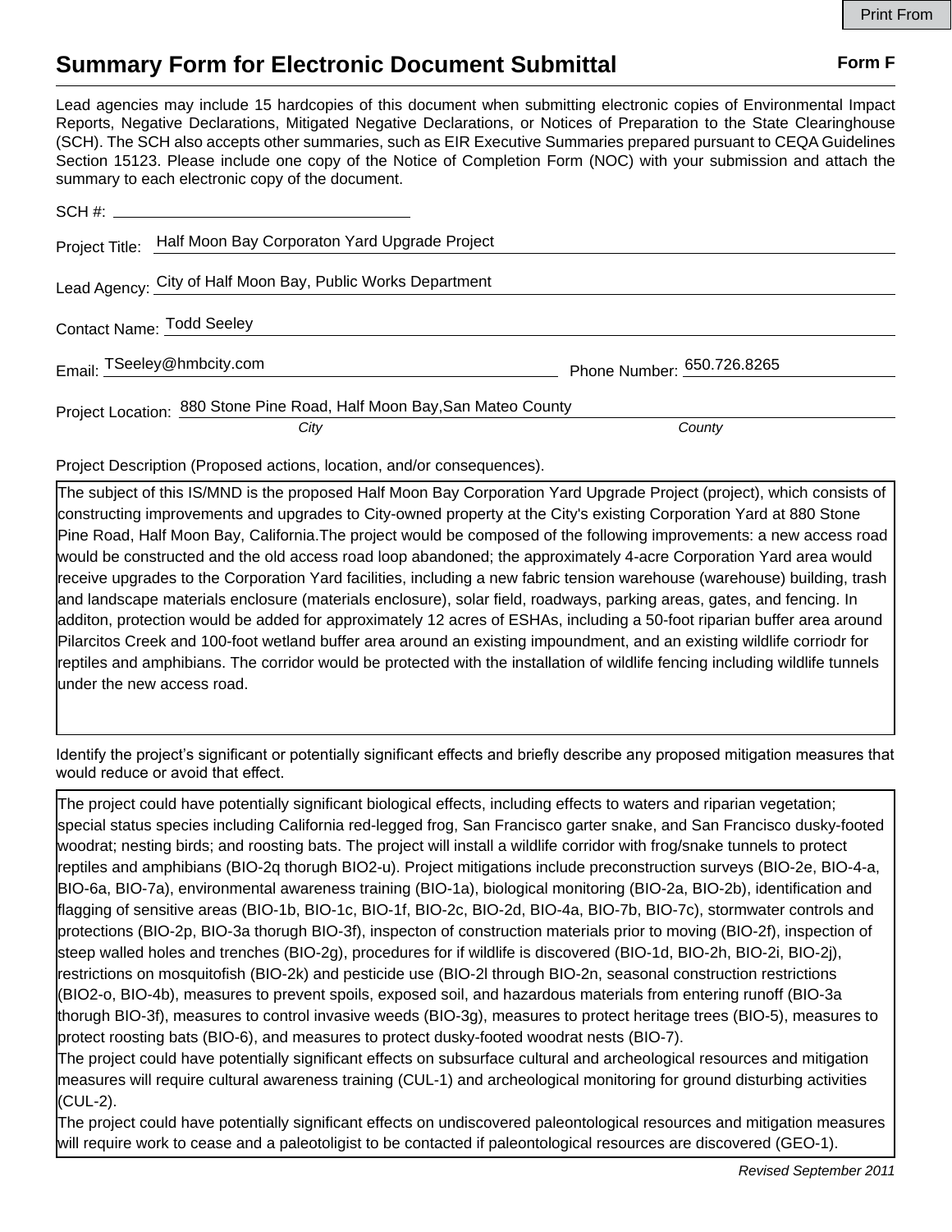# Summary Form for Electronic Document Submittal

**Form F**

Lead agencies may include 15 hardcopies of this document when submitting electronic copies of Environmental Impact Reports, Negative Declarations, Mitigated Negative Declarations, or Notices of Preparation to the State Clearinghouse (SCH). The SCH also accepts other summaries, such as EIR Executive Summaries prepared pursuant to CEQA Guidelines Section 15123. Please include one copy of the Notice of Completion Form (NOC) with your submission and attach the summary to each electronic copy of the document.

SCH #: ____________________

Project Title: Half Moon Bay Corporaton Yard Upgrade Project

Lead Agency: City of Half Moon Bay, Public Works Department

Contact Name: Todd Seeley

Email: TSeeley@hmbcity.com    Phone Number: 650.726.8265

Project Location: 880 Stone Pine Road, Half Moon Bay,San Mateo County

*City*    *County*

Project Description (Proposed actions, location, and/or consequences).

The subject of this IS/MND is the proposed Half Moon Bay Corporation Yard Upgrade Project (project), which consists of constructing improvements and upgrades to City-owned property at the City's existing Corporation Yard at 880 Stone Pine Road, Half Moon Bay, California.The project would be composed of the following improvements: a new access road would be constructed and the old access road loop abandoned; the approximately 4-acre Corporation Yard area would receive upgrades to the Corporation Yard facilities, including a new fabric tension warehouse (warehouse) building, trash and landscape materials enclosure (materials enclosure), solar field, roadways, parking areas, gates, and fencing. In additon, protection would be added for approximately 12 acres of ESHAs, including a 50-foot riparian buffer area around Pilarcitos Creek and 100-foot wetland buffer area around an existing impoundment, and an existing wildlife corriodr for reptiles and amphibians. The corridor would be protected with the installation of wildlife fencing including wildlife tunnels under the new access road.

Identify the project's significant or potentially significant effects and briefly describe any proposed mitigation measures that would reduce or avoid that effect.

The project could have potentially significant biological effects, including effects to waters and riparian vegetation; special status species including California red-legged frog, San Francisco garter snake, and San Francisco dusky-footed woodrat; nesting birds; and roosting bats. The project will install a wildlife corridor with frog/snake tunnels to protect reptiles and amphibians (BIO-2q thorugh BIO2-u). Project mitigations include preconstruction surveys (BIO-2e, BIO-4-a, BIO-6a, BIO-7a), environmental awareness training (BIO-1a), biological monitoring (BIO-2a, BIO-2b), identification and flagging of sensitive areas (BIO-1b, BIO-1c, BIO-1f, BIO-2c, BIO-2d, BIO-4a, BIO-7b, BIO-7c), stormwater controls and protections (BIO-2p, BIO-3a thorugh BIO-3f), inspecton of construction materials prior to moving (BIO-2f), inspection of steep walled holes and trenches (BIO-2g), procedures for if wildlife is discovered (BIO-1d, BIO-2h, BIO-2i, BIO-2j), restrictions on mosquitofish (BIO-2k) and pesticide use (BIO-2l through BIO-2n, seasonal construction restrictions (BIO2-o, BIO-4b), measures to prevent spoils, exposed soil, and hazardous materials from entering runoff (BIO-3a thorugh BIO-3f), measures to control invasive weeds (BIO-3g), measures to protect heritage trees (BIO-5), measures to protect roosting bats (BIO-6), and measures to protect dusky-footed woodrat nests (BIO-7).
The project could have potentially significant effects on subsurface cultural and archeological resources and mitigation measures will require cultural awareness training (CUL-1) and archeological monitoring for ground disturbing activities (CUL-2).
The project could have potentially significant effects on undiscovered paleontological resources and mitigation measures will require work to cease and a paleotoligist to be contacted if paleontological resources are discovered (GEO-1).

*Revised September 2011*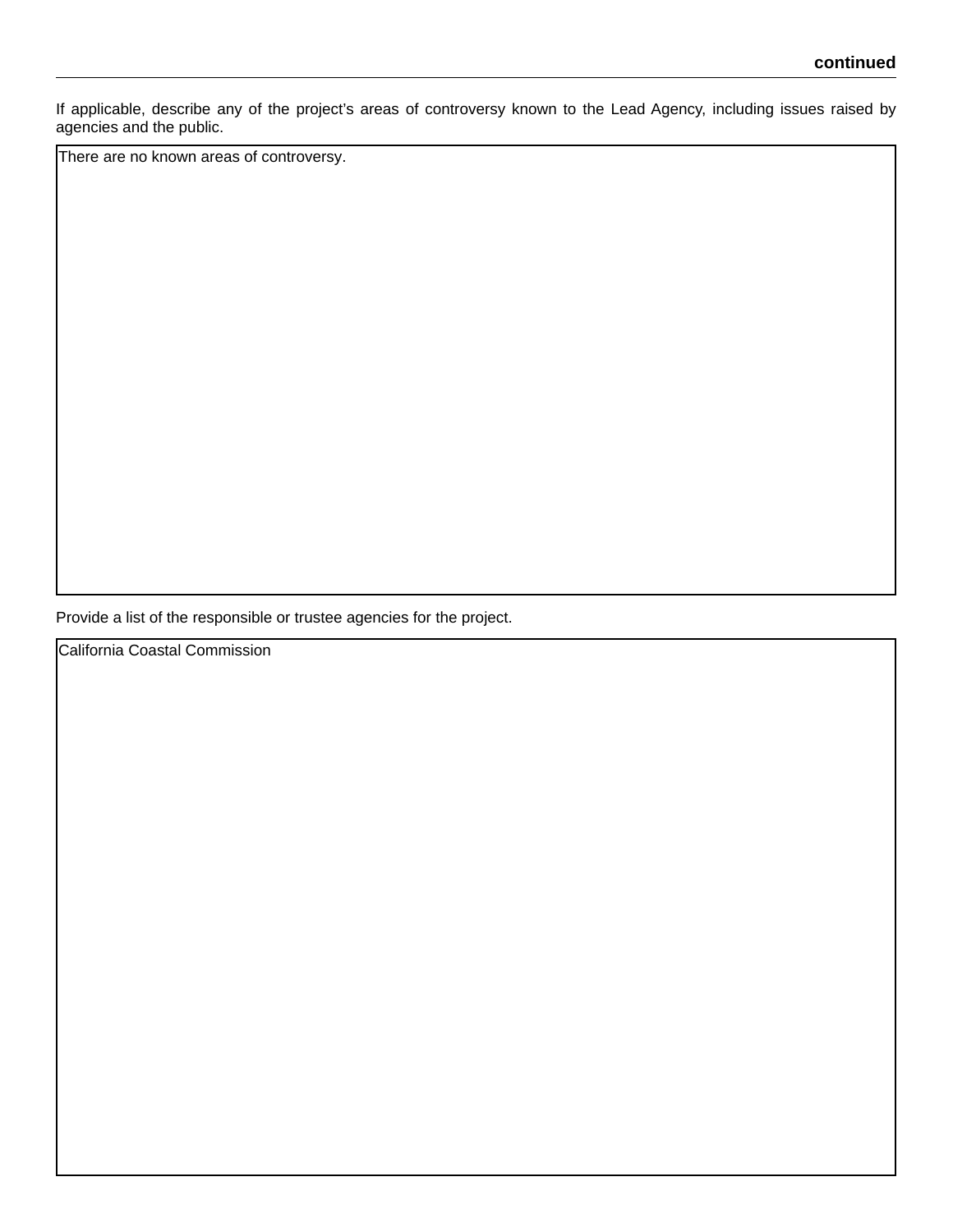**continued**

If applicable, describe any of the project's areas of controversy known to the Lead Agency, including issues raised by agencies and the public.

| |
|---|
| There are no known areas of controversy. |

Provide a list of the responsible or trustee agencies for the project.

| |
|---|
| California Coastal Commission |